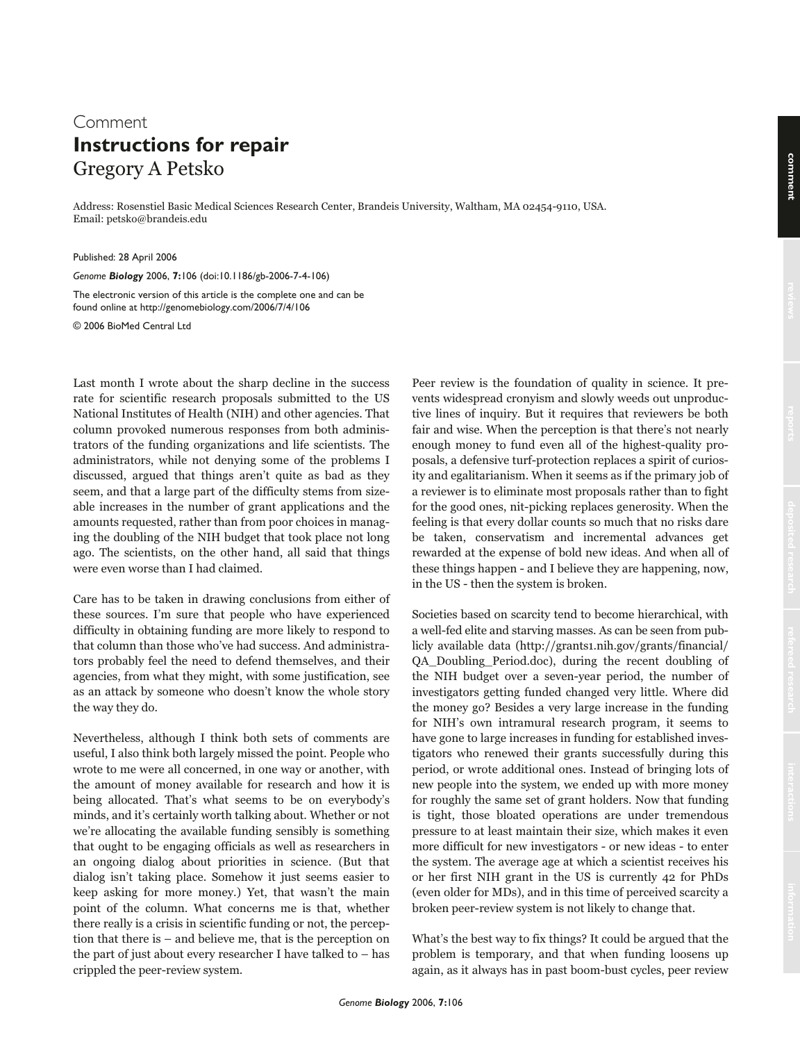Comment

# Instructions for repair

Gregory A Petsko

Address: Rosenstiel Basic Medical Sciences Research Center, Brandeis University, Waltham, MA 02454-9110, USA.
Email: petsko@brandeis.edu

Published: 28 April 2006

*Genome **Biology*** 2006, **7:**106 (doi:10.1186/gb-2006-7-4-106)

The electronic version of this article is the complete one and can be found online at http://genomebiology.com/2006/7/4/106

© 2006 BioMed Central Ltd

Last month I wrote about the sharp decline in the success rate for scientific research proposals submitted to the US National Institutes of Health (NIH) and other agencies. That column provoked numerous responses from both administrators of the funding organizations and life scientists. The administrators, while not denying some of the problems I discussed, argued that things aren't quite as bad as they seem, and that a large part of the difficulty stems from sizeable increases in the number of grant applications and the amounts requested, rather than from poor choices in managing the doubling of the NIH budget that took place not long ago. The scientists, on the other hand, all said that things were even worse than I had claimed.

Care has to be taken in drawing conclusions from either of these sources. I'm sure that people who have experienced difficulty in obtaining funding are more likely to respond to that column than those who've had success. And administrators probably feel the need to defend themselves, and their agencies, from what they might, with some justification, see as an attack by someone who doesn't know the whole story the way they do.

Nevertheless, although I think both sets of comments are useful, I also think both largely missed the point. People who wrote to me were all concerned, in one way or another, with the amount of money available for research and how it is being allocated. That's what seems to be on everybody's minds, and it's certainly worth talking about. Whether or not we're allocating the available funding sensibly is something that ought to be engaging officials as well as researchers in an ongoing dialog about priorities in science. (But that dialog isn't taking place. Somehow it just seems easier to keep asking for more money.) Yet, that wasn't the main point of the column. What concerns me is that, whether there really is a crisis in scientific funding or not, the perception that there is – and believe me, that is the perception on the part of just about every researcher I have talked to – has crippled the peer-review system.

Peer review is the foundation of quality in science. It prevents widespread cronyism and slowly weeds out unproductive lines of inquiry. But it requires that reviewers be both fair and wise. When the perception is that there's not nearly enough money to fund even all of the highest-quality proposals, a defensive turf-protection replaces a spirit of curiosity and egalitarianism. When it seems as if the primary job of a reviewer is to eliminate most proposals rather than to fight for the good ones, nit-picking replaces generosity. When the feeling is that every dollar counts so much that no risks dare be taken, conservatism and incremental advances get rewarded at the expense of bold new ideas. And when all of these things happen - and I believe they are happening, now, in the US - then the system is broken.

Societies based on scarcity tend to become hierarchical, with a well-fed elite and starving masses. As can be seen from publicly available data (http://grants1.nih.gov/grants/financial/QA_Doubling_Period.doc), during the recent doubling of the NIH budget over a seven-year period, the number of investigators getting funded changed very little. Where did the money go? Besides a very large increase in the funding for NIH's own intramural research program, it seems to have gone to large increases in funding for established investigators who renewed their grants successfully during this period, or wrote additional ones. Instead of bringing lots of new people into the system, we ended up with more money for roughly the same set of grant holders. Now that funding is tight, those bloated operations are under tremendous pressure to at least maintain their size, which makes it even more difficult for new investigators - or new ideas - to enter the system. The average age at which a scientist receives his or her first NIH grant in the US is currently 42 for PhDs (even older for MDs), and in this time of perceived scarcity a broken peer-review system is not likely to change that.

What's the best way to fix things? It could be argued that the problem is temporary, and that when funding loosens up again, as it always has in past boom-bust cycles, peer review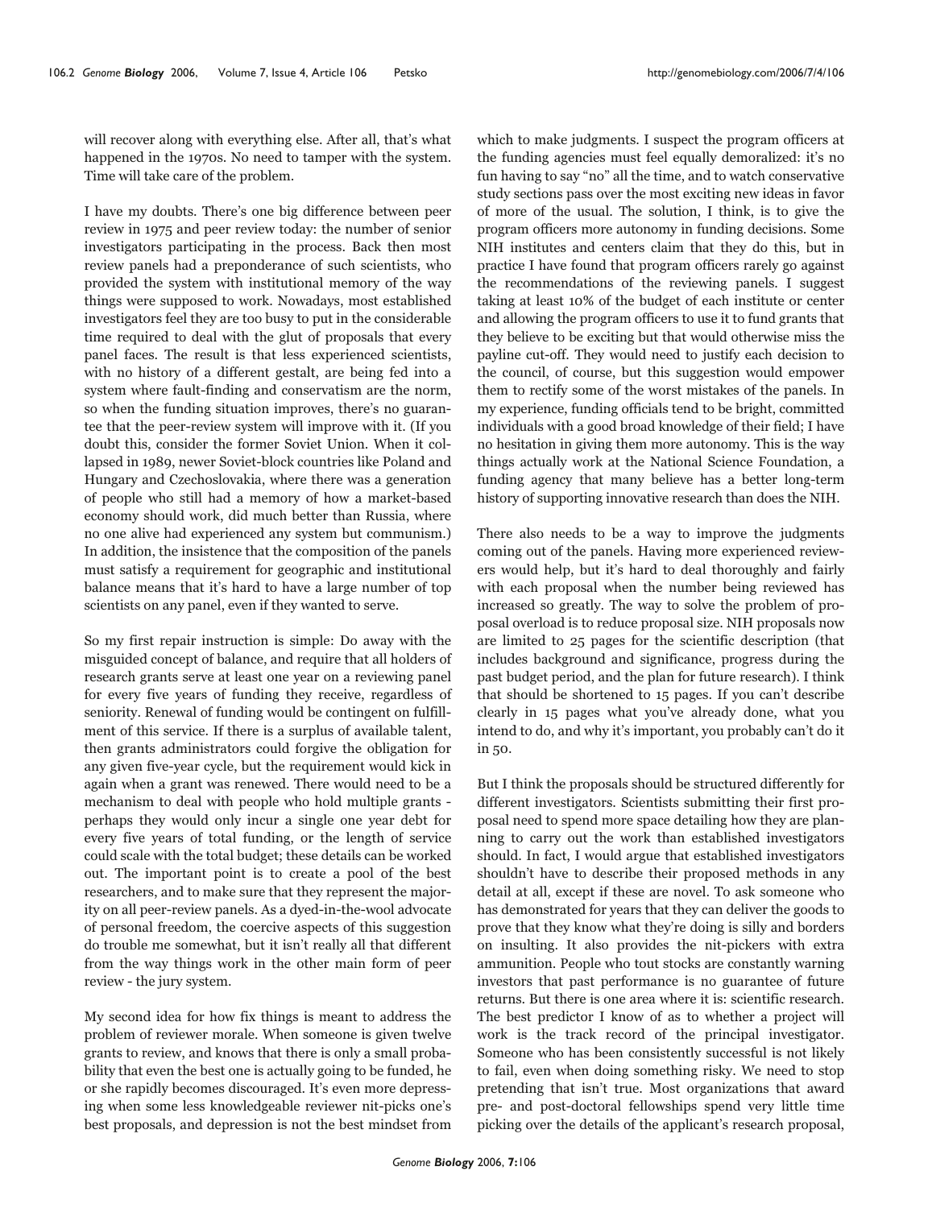will recover along with everything else. After all, that's what happened in the 1970s. No need to tamper with the system. Time will take care of the problem.

I have my doubts. There's one big difference between peer review in 1975 and peer review today: the number of senior investigators participating in the process. Back then most review panels had a preponderance of such scientists, who provided the system with institutional memory of the way things were supposed to work. Nowadays, most established investigators feel they are too busy to put in the considerable time required to deal with the glut of proposals that every panel faces. The result is that less experienced scientists, with no history of a different gestalt, are being fed into a system where fault-finding and conservatism are the norm, so when the funding situation improves, there's no guarantee that the peer-review system will improve with it. (If you doubt this, consider the former Soviet Union. When it collapsed in 1989, newer Soviet-block countries like Poland and Hungary and Czechoslovakia, where there was a generation of people who still had a memory of how a market-based economy should work, did much better than Russia, where no one alive had experienced any system but communism.) In addition, the insistence that the composition of the panels must satisfy a requirement for geographic and institutional balance means that it's hard to have a large number of top scientists on any panel, even if they wanted to serve.

So my first repair instruction is simple: Do away with the misguided concept of balance, and require that all holders of research grants serve at least one year on a reviewing panel for every five years of funding they receive, regardless of seniority. Renewal of funding would be contingent on fulfillment of this service. If there is a surplus of available talent, then grants administrators could forgive the obligation for any given five-year cycle, but the requirement would kick in again when a grant was renewed. There would need to be a mechanism to deal with people who hold multiple grants - perhaps they would only incur a single one year debt for every five years of total funding, or the length of service could scale with the total budget; these details can be worked out. The important point is to create a pool of the best researchers, and to make sure that they represent the majority on all peer-review panels. As a dyed-in-the-wool advocate of personal freedom, the coercive aspects of this suggestion do trouble me somewhat, but it isn't really all that different from the way things work in the other main form of peer review - the jury system.

My second idea for how fix things is meant to address the problem of reviewer morale. When someone is given twelve grants to review, and knows that there is only a small probability that even the best one is actually going to be funded, he or she rapidly becomes discouraged. It's even more depressing when some less knowledgeable reviewer nit-picks one's best proposals, and depression is not the best mindset from which to make judgments. I suspect the program officers at the funding agencies must feel equally demoralized: it's no fun having to say "no" all the time, and to watch conservative study sections pass over the most exciting new ideas in favor of more of the usual. The solution, I think, is to give the program officers more autonomy in funding decisions. Some NIH institutes and centers claim that they do this, but in practice I have found that program officers rarely go against the recommendations of the reviewing panels. I suggest taking at least 10% of the budget of each institute or center and allowing the program officers to use it to fund grants that they believe to be exciting but that would otherwise miss the payline cut-off. They would need to justify each decision to the council, of course, but this suggestion would empower them to rectify some of the worst mistakes of the panels. In my experience, funding officials tend to be bright, committed individuals with a good broad knowledge of their field; I have no hesitation in giving them more autonomy. This is the way things actually work at the National Science Foundation, a funding agency that many believe has a better long-term history of supporting innovative research than does the NIH.

There also needs to be a way to improve the judgments coming out of the panels. Having more experienced reviewers would help, but it's hard to deal thoroughly and fairly with each proposal when the number being reviewed has increased so greatly. The way to solve the problem of proposal overload is to reduce proposal size. NIH proposals now are limited to 25 pages for the scientific description (that includes background and significance, progress during the past budget period, and the plan for future research). I think that should be shortened to 15 pages. If you can't describe clearly in 15 pages what you've already done, what you intend to do, and why it's important, you probably can't do it in 50.

But I think the proposals should be structured differently for different investigators. Scientists submitting their first proposal need to spend more space detailing how they are planning to carry out the work than established investigators should. In fact, I would argue that established investigators shouldn't have to describe their proposed methods in any detail at all, except if these are novel. To ask someone who has demonstrated for years that they can deliver the goods to prove that they know what they're doing is silly and borders on insulting. It also provides the nit-pickers with extra ammunition. People who tout stocks are constantly warning investors that past performance is no guarantee of future returns. But there is one area where it is: scientific research. The best predictor I know of as to whether a project will work is the track record of the principal investigator. Someone who has been consistently successful is not likely to fail, even when doing something risky. We need to stop pretending that isn't true. Most organizations that award pre- and post-doctoral fellowships spend very little time picking over the details of the applicant's research proposal,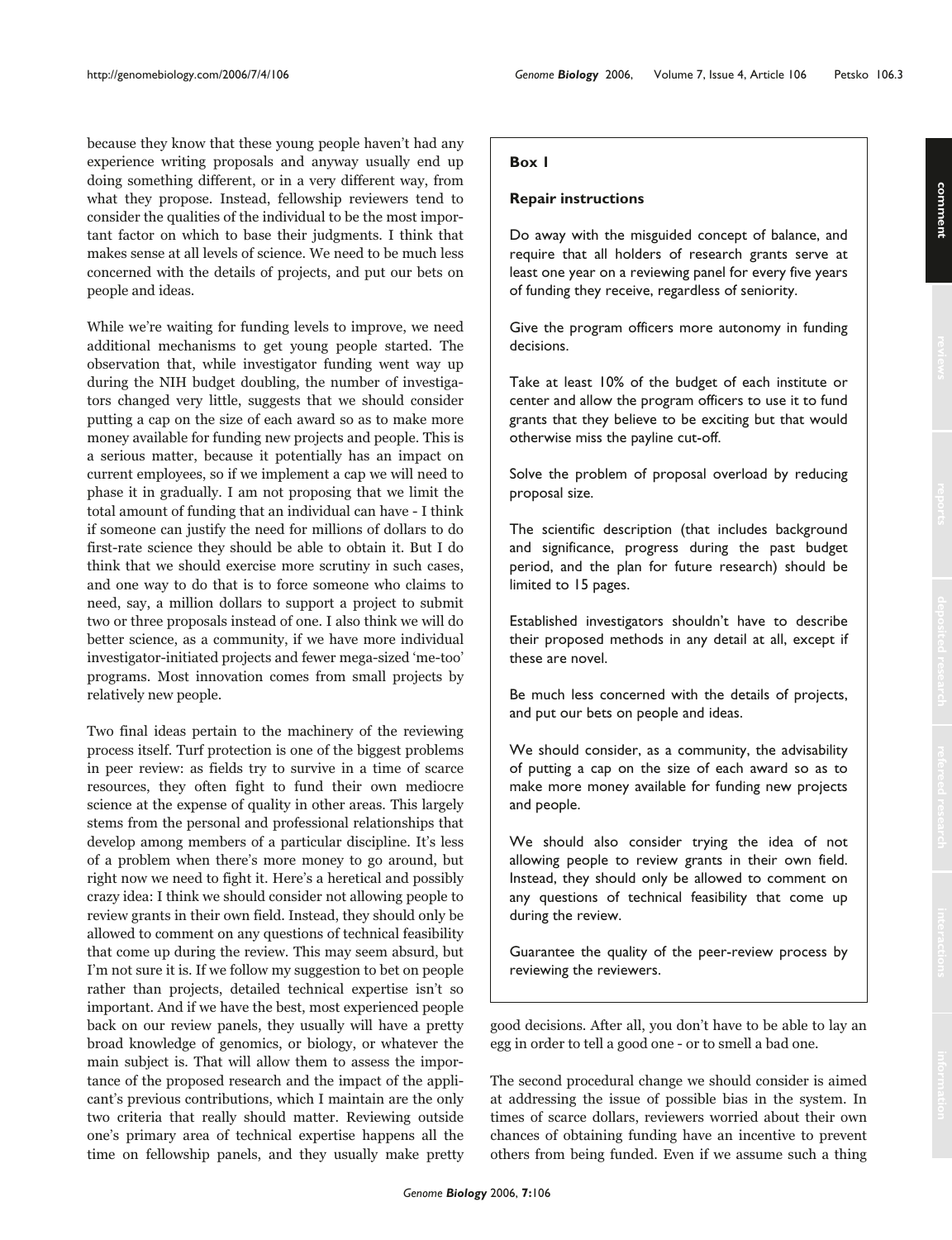because they know that these young people haven't had any experience writing proposals and anyway usually end up doing something different, or in a very different way, from what they propose. Instead, fellowship reviewers tend to consider the qualities of the individual to be the most important factor on which to base their judgments. I think that makes sense at all levels of science. We need to be much less concerned with the details of projects, and put our bets on people and ideas.

While we're waiting for funding levels to improve, we need additional mechanisms to get young people started. The observation that, while investigator funding went way up during the NIH budget doubling, the number of investigators changed very little, suggests that we should consider putting a cap on the size of each award so as to make more money available for funding new projects and people. This is a serious matter, because it potentially has an impact on current employees, so if we implement a cap we will need to phase it in gradually. I am not proposing that we limit the total amount of funding that an individual can have - I think if someone can justify the need for millions of dollars to do first-rate science they should be able to obtain it. But I do think that we should exercise more scrutiny in such cases, and one way to do that is to force someone who claims to need, say, a million dollars to support a project to submit two or three proposals instead of one. I also think we will do better science, as a community, if we have more individual investigator-initiated projects and fewer mega-sized 'me-too' programs. Most innovation comes from small projects by relatively new people.

Two final ideas pertain to the machinery of the reviewing process itself. Turf protection is one of the biggest problems in peer review: as fields try to survive in a time of scarce resources, they often fight to fund their own mediocre science at the expense of quality in other areas. This largely stems from the personal and professional relationships that develop among members of a particular discipline. It's less of a problem when there's more money to go around, but right now we need to fight it. Here's a heretical and possibly crazy idea: I think we should consider not allowing people to review grants in their own field. Instead, they should only be allowed to comment on any questions of technical feasibility that come up during the review. This may seem absurd, but I'm not sure it is. If we follow my suggestion to bet on people rather than projects, detailed technical expertise isn't so important. And if we have the best, most experienced people back on our review panels, they usually will have a pretty broad knowledge of genomics, or biology, or whatever the main subject is. That will allow them to assess the importance of the proposed research and the impact of the applicant's previous contributions, which I maintain are the only two criteria that really should matter. Reviewing outside one's primary area of technical expertise happens all the time on fellowship panels, and they usually make pretty good decisions. After all, you don't have to be able to lay an egg in order to tell a good one - or to smell a bad one.

> **Box 1**
>
> **Repair instructions**
>
> Do away with the misguided concept of balance, and require that all holders of research grants serve at least one year on a reviewing panel for every five years of funding they receive, regardless of seniority.
>
> Give the program officers more autonomy in funding decisions.
>
> Take at least 10% of the budget of each institute or center and allow the program officers to use it to fund grants that they believe to be exciting but that would otherwise miss the payline cut-off.
>
> Solve the problem of proposal overload by reducing proposal size.
>
> The scientific description (that includes background and significance, progress during the past budget period, and the plan for future research) should be limited to 15 pages.
>
> Established investigators shouldn't have to describe their proposed methods in any detail at all, except if these are novel.
>
> Be much less concerned with the details of projects, and put our bets on people and ideas.
>
> We should consider, as a community, the advisability of putting a cap on the size of each award so as to make more money available for funding new projects and people.
>
> We should also consider trying the idea of not allowing people to review grants in their own field. Instead, they should only be allowed to comment on any questions of technical feasibility that come up during the review.
>
> Guarantee the quality of the peer-review process by reviewing the reviewers.

The second procedural change we should consider is aimed at addressing the issue of possible bias in the system. In times of scarce dollars, reviewers worried about their own chances of obtaining funding have an incentive to prevent others from being funded. Even if we assume such a thing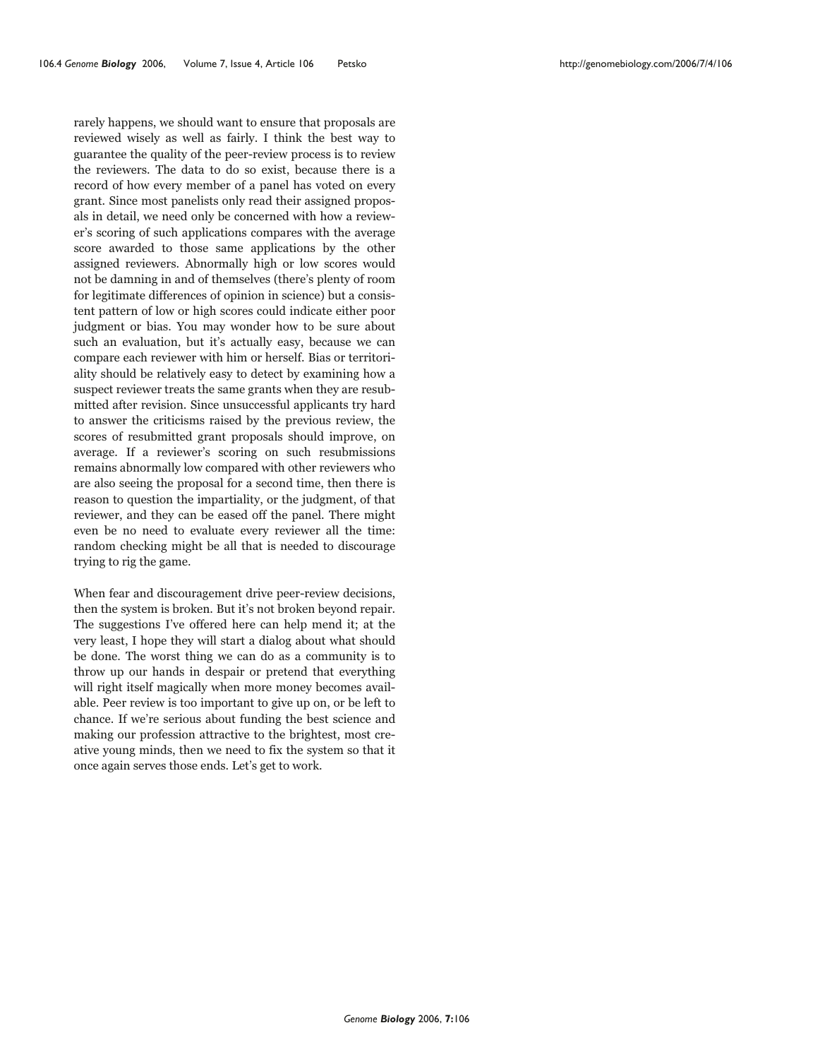rarely happens, we should want to ensure that proposals are reviewed wisely as well as fairly. I think the best way to guarantee the quality of the peer-review process is to review the reviewers. The data to do so exist, because there is a record of how every member of a panel has voted on every grant. Since most panelists only read their assigned proposals in detail, we need only be concerned with how a reviewer's scoring of such applications compares with the average score awarded to those same applications by the other assigned reviewers. Abnormally high or low scores would not be damning in and of themselves (there's plenty of room for legitimate differences of opinion in science) but a consistent pattern of low or high scores could indicate either poor judgment or bias. You may wonder how to be sure about such an evaluation, but it's actually easy, because we can compare each reviewer with him or herself. Bias or territoriality should be relatively easy to detect by examining how a suspect reviewer treats the same grants when they are resubmitted after revision. Since unsuccessful applicants try hard to answer the criticisms raised by the previous review, the scores of resubmitted grant proposals should improve, on average. If a reviewer's scoring on such resubmissions remains abnormally low compared with other reviewers who are also seeing the proposal for a second time, then there is reason to question the impartiality, or the judgment, of that reviewer, and they can be eased off the panel. There might even be no need to evaluate every reviewer all the time: random checking might be all that is needed to discourage trying to rig the game.

When fear and discouragement drive peer-review decisions, then the system is broken. But it's not broken beyond repair. The suggestions I've offered here can help mend it; at the very least, I hope they will start a dialog about what should be done. The worst thing we can do as a community is to throw up our hands in despair or pretend that everything will right itself magically when more money becomes available. Peer review is too important to give up on, or be left to chance. If we're serious about funding the best science and making our profession attractive to the brightest, most creative young minds, then we need to fix the system so that it once again serves those ends. Let's get to work.